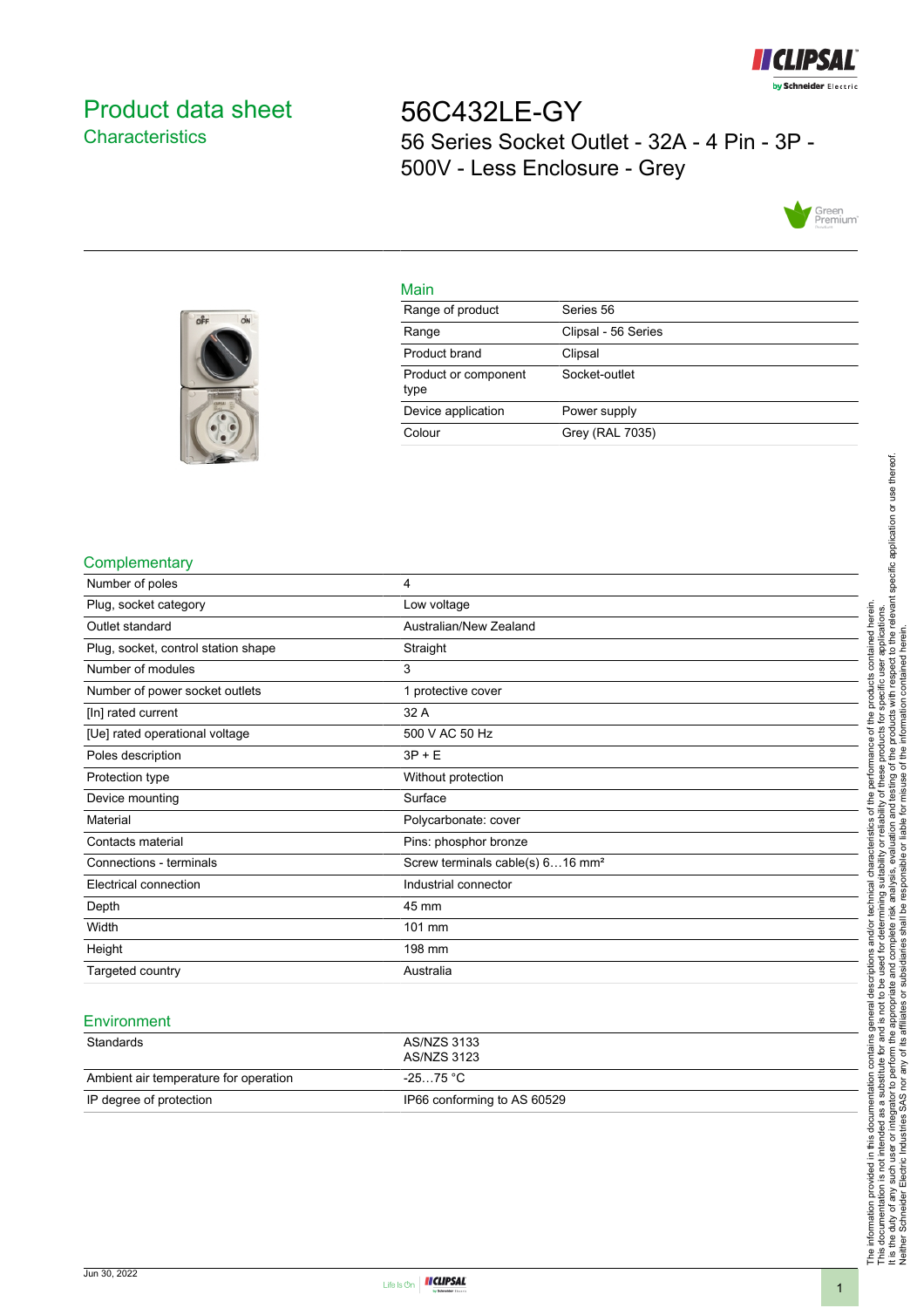# Product data sheet
## Characteristics

# 56C432LE-GY
56 Series Socket Outlet - 32A - 4 Pin - 3P - 500V - Less Enclosure - Grey

## Main

| | |
|---|---|
| Range of product | Series 56 |
| Range | Clipsal - 56 Series |
| Product brand | Clipsal |
| Product or component type | Socket-outlet |
| Device application | Power supply |
| Colour | Grey (RAL 7035) |

## Complementary

| | |
|---|---|
| Number of poles | 4 |
| Plug, socket category | Low voltage |
| Outlet standard | Australian/New Zealand |
| Plug, socket, control station shape | Straight |
| Number of modules | 3 |
| Number of power socket outlets | 1 protective cover |
| [In] rated current | 32 A |
| [Ue] rated operational voltage | 500 V AC 50 Hz |
| Poles description | 3P + E |
| Protection type | Without protection |
| Device mounting | Surface |
| Material | Polycarbonate: cover |
| Contacts material | Pins: phosphor bronze |
| Connections - terminals | Screw terminals cable(s) 6…16 mm² |
| Electrical connection | Industrial connector |
| Depth | 45 mm |
| Width | 101 mm |
| Height | 198 mm |
| Targeted country | Australia |

## Environment

| | |
|---|---|
| Standards | AS/NZS 3133<br>AS/NZS 3123 |
| Ambient air temperature for operation | -25…75 °C |
| IP degree of protection | IP66 conforming to AS 60529 |

The information provided in this documentation contains general descriptions and/or technical characteristics of the performance of the products contained herein. This documentation is not intended as a substitute for and is not to be used for determining suitability or reliability of these products for specific user applications. It is the duty of any such user or integrator to perform the appropriate and complete risk analysis, evaluation and testing of the products with respect to the relevant specific application or use thereof. Neither Schneider Electric Industries SAS nor any of its affiliates or subsidiaries shall be responsible or liable for misuse of the information contained herein.

Jun 30, 2022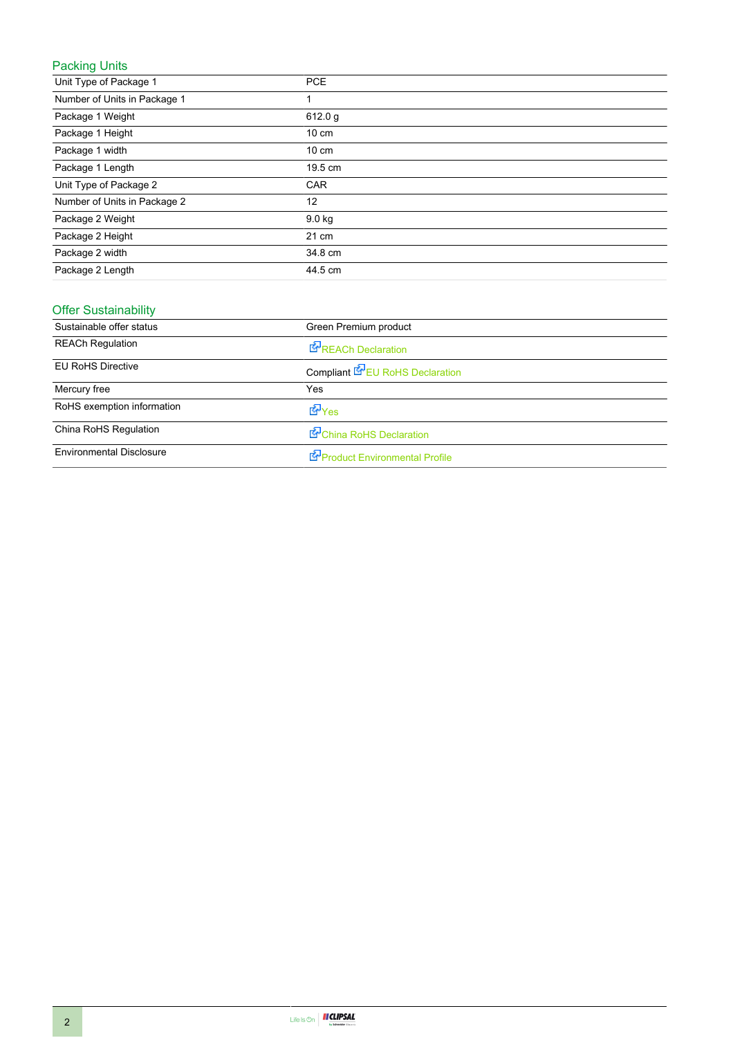## Packing Units

| | |
|---|---|
| Unit Type of Package 1 | PCE |
| Number of Units in Package 1 | 1 |
| Package 1 Weight | 612.0 g |
| Package 1 Height | 10 cm |
| Package 1 width | 10 cm |
| Package 1 Length | 19.5 cm |
| Unit Type of Package 2 | CAR |
| Number of Units in Package 2 | 12 |
| Package 2 Weight | 9.0 kg |
| Package 2 Height | 21 cm |
| Package 2 width | 34.8 cm |
| Package 2 Length | 44.5 cm |

## Offer Sustainability

| | |
|---|---|
| Sustainable offer status | Green Premium product |
| REACh Regulation | REACh Declaration |
| EU RoHS Directive | Compliant EU RoHS Declaration |
| Mercury free | Yes |
| RoHS exemption information | Yes |
| China RoHS Regulation | China RoHS Declaration |
| Environmental Disclosure | Product Environmental Profile |